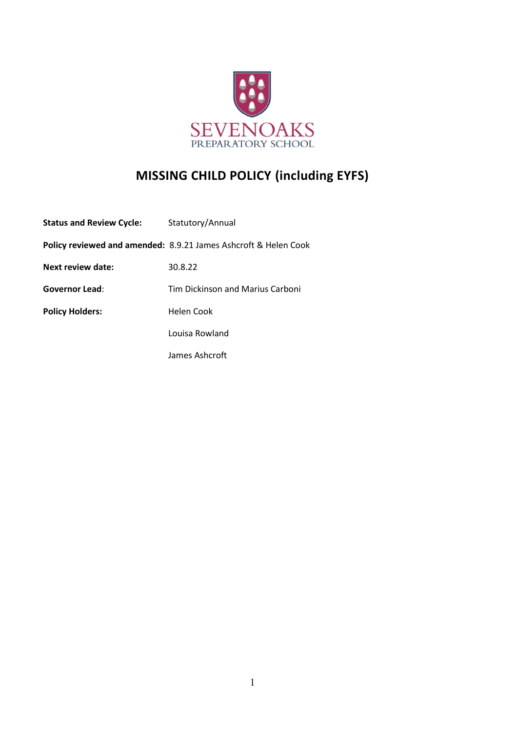SEVENOAKS
PREPARATORY SCHOOL

# MISSING CHILD POLICY (including EYFS)

**Status and Review Cycle:** Statutory/Annual

**Policy reviewed and amended:** 8.9.21 James Ashcroft & Helen Cook

**Next review date:** 30.8.22

**Governor Lead**: Tim Dickinson and Marius Carboni

**Policy Holders:** Helen Cook

Louisa Rowland

James Ashcroft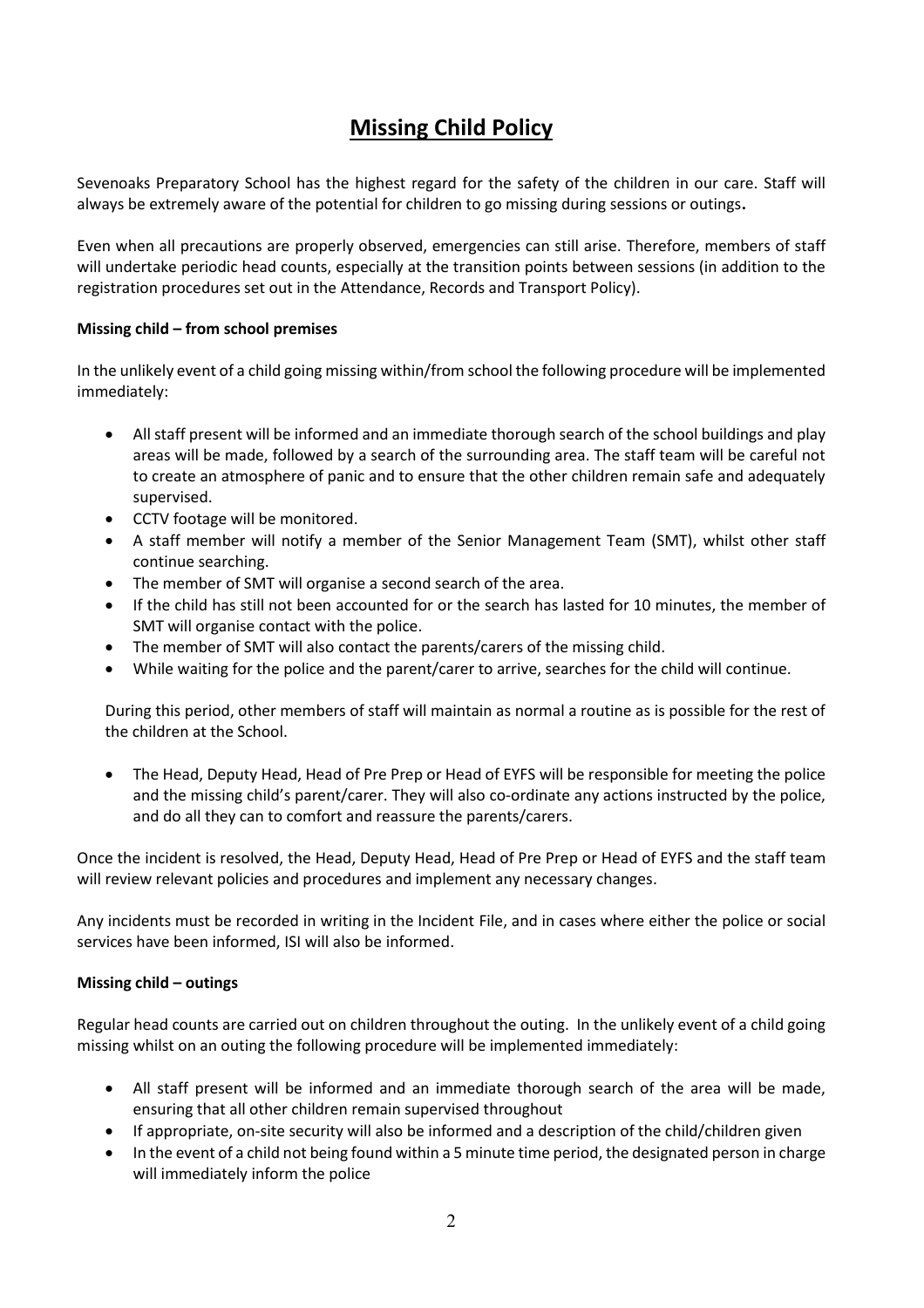# Missing Child Policy

Sevenoaks Preparatory School has the highest regard for the safety of the children in our care. Staff will always be extremely aware of the potential for children to go missing during sessions or outings**.**

Even when all precautions are properly observed, emergencies can still arise. Therefore, members of staff will undertake periodic head counts, especially at the transition points between sessions (in addition to the registration procedures set out in the Attendance, Records and Transport Policy).

**Missing child – from school premises**

In the unlikely event of a child going missing within/from school the following procedure will be implemented immediately:

- All staff present will be informed and an immediate thorough search of the school buildings and play areas will be made, followed by a search of the surrounding area. The staff team will be careful not to create an atmosphere of panic and to ensure that the other children remain safe and adequately supervised.
- CCTV footage will be monitored.
- A staff member will notify a member of the Senior Management Team (SMT), whilst other staff continue searching.
- The member of SMT will organise a second search of the area.
- If the child has still not been accounted for or the search has lasted for 10 minutes, the member of SMT will organise contact with the police.
- The member of SMT will also contact the parents/carers of the missing child.
- While waiting for the police and the parent/carer to arrive, searches for the child will continue.

During this period, other members of staff will maintain as normal a routine as is possible for the rest of the children at the School.

- The Head, Deputy Head, Head of Pre Prep or Head of EYFS will be responsible for meeting the police and the missing child's parent/carer. They will also co-ordinate any actions instructed by the police, and do all they can to comfort and reassure the parents/carers.

Once the incident is resolved, the Head, Deputy Head, Head of Pre Prep or Head of EYFS and the staff team will review relevant policies and procedures and implement any necessary changes.

Any incidents must be recorded in writing in the Incident File, and in cases where either the police or social services have been informed, ISI will also be informed.

**Missing child – outings**

Regular head counts are carried out on children throughout the outing. In the unlikely event of a child going missing whilst on an outing the following procedure will be implemented immediately:

- All staff present will be informed and an immediate thorough search of the area will be made, ensuring that all other children remain supervised throughout
- If appropriate, on-site security will also be informed and a description of the child/children given
- In the event of a child not being found within a 5 minute time period, the designated person in charge will immediately inform the police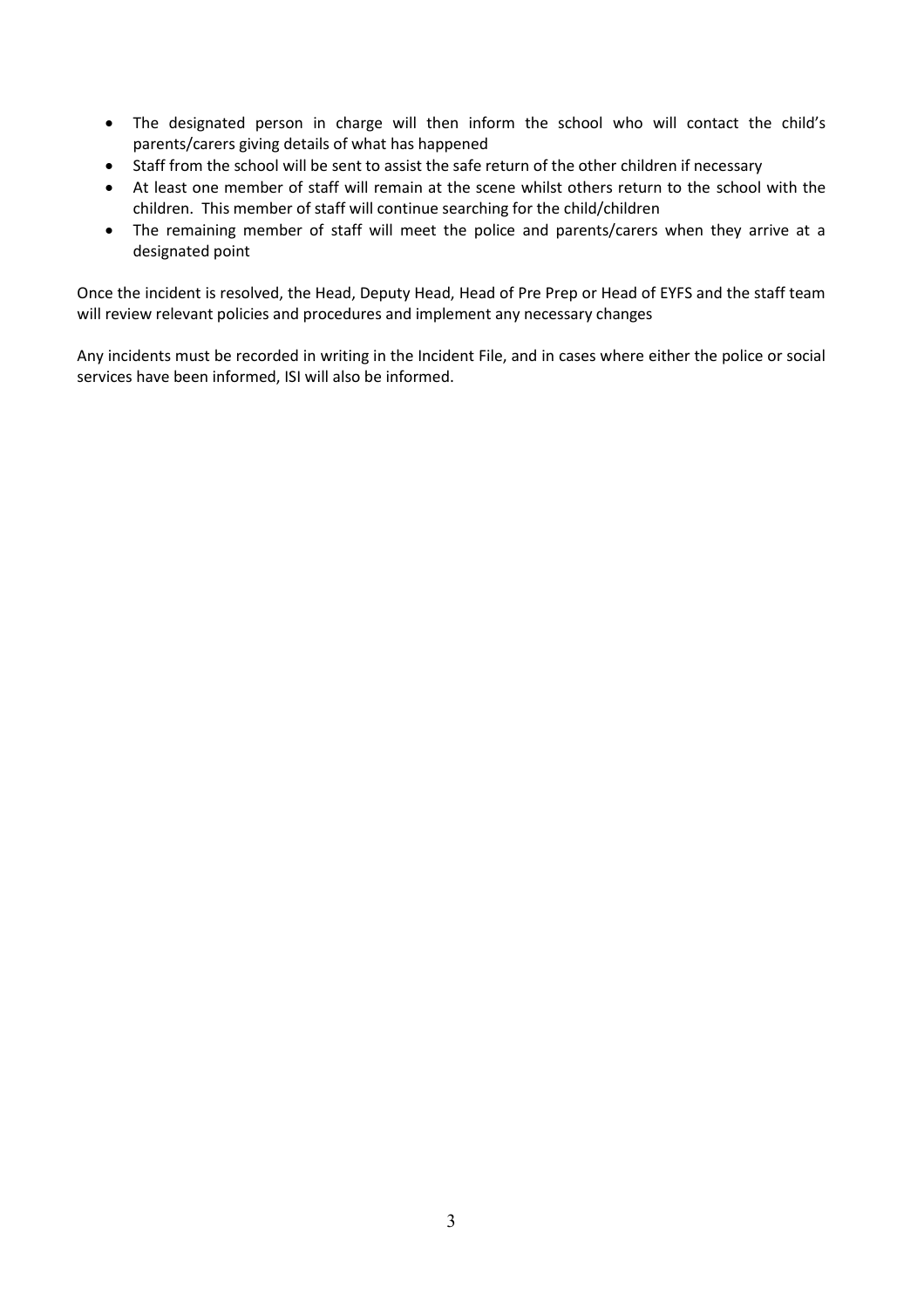- The designated person in charge will then inform the school who will contact the child's parents/carers giving details of what has happened
- Staff from the school will be sent to assist the safe return of the other children if necessary
- At least one member of staff will remain at the scene whilst others return to the school with the children. This member of staff will continue searching for the child/children
- The remaining member of staff will meet the police and parents/carers when they arrive at a designated point

Once the incident is resolved, the Head, Deputy Head, Head of Pre Prep or Head of EYFS and the staff team will review relevant policies and procedures and implement any necessary changes

Any incidents must be recorded in writing in the Incident File, and in cases where either the police or social services have been informed, ISI will also be informed.